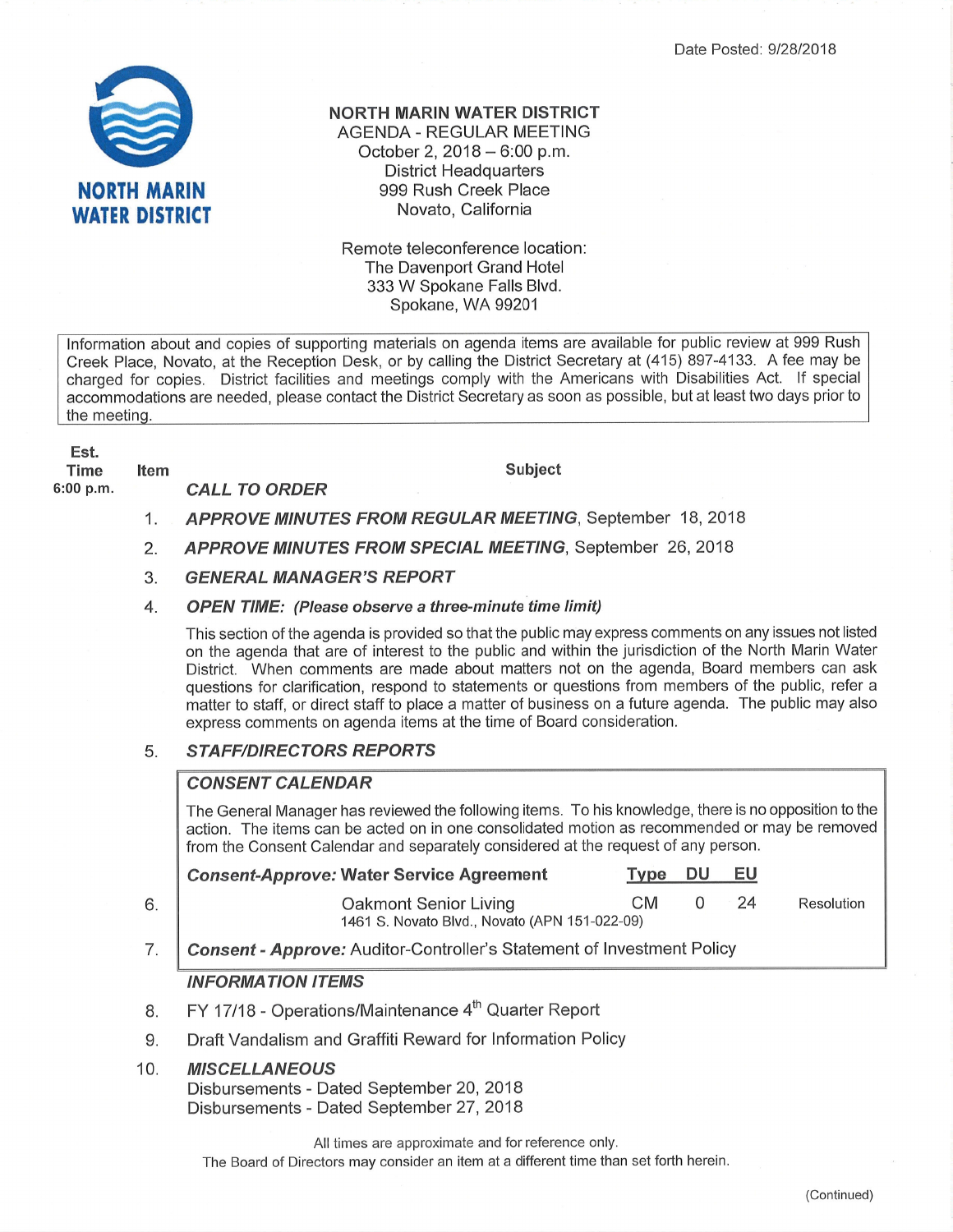Date Posted: 9/28/2018

NORTH MARIN WATER DISTRICT

# NORTH MARIN WATER DISTRICT
## AGENDA - REGULAR MEETING
October 2, 2018 – 6:00 p.m.
District Headquarters
999 Rush Creek Place
Novato, California

Remote teleconference location:
The Davenport Grand Hotel
333 W Spokane Falls Blvd.
Spokane, WA 99201

> Information about and copies of supporting materials on agenda items are available for public review at 999 Rush Creek Place, Novato, at the Reception Desk, or by calling the District Secretary at (415) 897-4133. A fee may be charged for copies. District facilities and meetings comply with the Americans with Disabilities Act. If special accommodations are needed, please contact the District Secretary as soon as possible, but at least two days prior to the meeting.

| Est. Time | Item | Subject |
|---|---|---|
| 6:00 p.m. | | ***CALL TO ORDER*** |
| | 1. | ***APPROVE MINUTES FROM REGULAR MEETING***, September 18, 2018 |
| | 2. | ***APPROVE MINUTES FROM SPECIAL MEETING***, September 26, 2018 |
| | 3. | ***GENERAL MANAGER'S REPORT*** |
| | 4. | ***OPEN TIME: (Please observe a three-minute time limit)*** |

This section of the agenda is provided so that the public may express comments on any issues not listed on the agenda that are of interest to the public and within the jurisdiction of the North Marin Water District. When comments are made about matters not on the agenda, Board members can ask questions for clarification, respond to statements or questions from members of the public, refer a matter to staff, or direct staff to place a matter of business on a future agenda. The public may also express comments on agenda items at the time of Board consideration.

5. ***STAFF/DIRECTORS REPORTS***

***CONSENT CALENDAR***

The General Manager has reviewed the following items. To his knowledge, there is no opposition to the action. The items can be acted on in one consolidated motion as recommended or may be removed from the Consent Calendar and separately considered at the request of any person.

| Item | *Consent-Approve:* **Water Service Agreement** | Type | DU | EU | |
|---|---|---|---|---|---|
| 6. | Oakmont Senior Living<br>1461 S. Novato Blvd., Novato (APN 151-022-09) | CM | 0 | 24 | Resolution |

7. ***Consent - Approve:*** Auditor-Controller's Statement of Investment Policy

***INFORMATION ITEMS***

8. FY 17/18 - Operations/Maintenance 4th Quarter Report
9. Draft Vandalism and Graffiti Reward for Information Policy
10. ***MISCELLANEOUS***
    Disbursements - Dated September 20, 2018
    Disbursements - Dated September 27, 2018

All times are approximate and for reference only.
The Board of Directors may consider an item at a different time than set forth herein.

(Continued)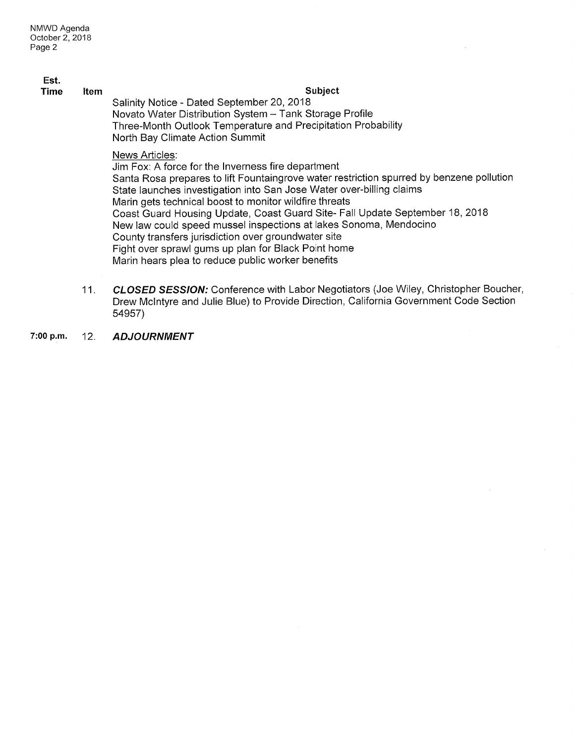| Est. Time | Item | Subject |
|---|---|---|
| | | Salinity Notice - Dated September 20, 2018<br>Novato Water Distribution System – Tank Storage Profile<br>Three-Month Outlook Temperature and Precipitation Probability<br>North Bay Climate Action Summit |
| | | News Articles:<br>Jim Fox: A force for the Inverness fire department<br>Santa Rosa prepares to lift Fountaingrove water restriction spurred by benzene pollution<br>State launches investigation into San Jose Water over-billing claims<br>Marin gets technical boost to monitor wildfire threats<br>Coast Guard Housing Update, Coast Guard Site- Fall Update September 18, 2018<br>New law could speed mussel inspections at lakes Sonoma, Mendocino<br>County transfers jurisdiction over groundwater site<br>Fight over sprawl gums up plan for Black Point home<br>Marin hears plea to reduce public worker benefits |
| | 11. | ***CLOSED SESSION:*** Conference with Labor Negotiators (Joe Wiley, Christopher Boucher, Drew McIntyre and Julie Blue) to Provide Direction, California Government Code Section 54957) |
| 7:00 p.m. | 12. | ***ADJOURNMENT*** |